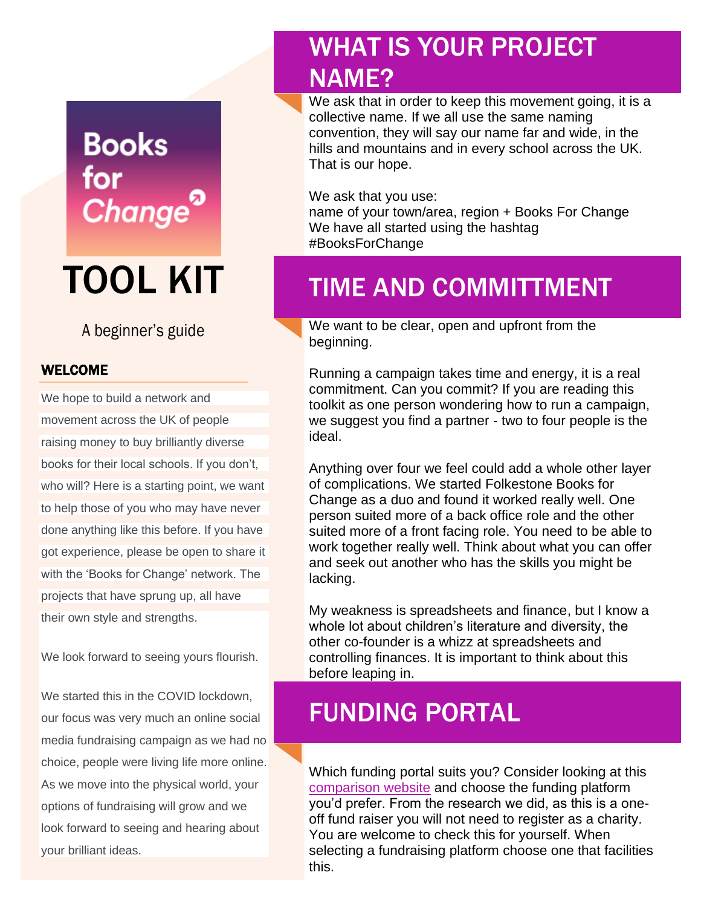# Books for Change

# TOOL KIT

A beginner's guide

### WELCOME

We hope to build a network and movement across the UK of people raising money to buy brilliantly diverse books for their local schools. If you don't, who will? Here is a starting point, we want to help those of you who may have never done anything like this before. If you have got experience, please be open to share it with the 'Books for Change' network. The projects that have sprung up, all have their own style and strengths.

We look forward to seeing yours flourish.

We started this in the COVID lockdown, our focus was very much an online social media fundraising campaign as we had no choice, people were living life more online. As we move into the physical world, your options of fundraising will grow and we look forward to seeing and hearing about your brilliant ideas.

## WHAT IS YOUR PROJECT NAME?

We ask that in order to keep this movement going, it is a collective name. If we all use the same naming convention, they will say our name far and wide, in the hills and mountains and in every school across the UK. That is our hope.

We ask that you use:
name of your town/area, region + Books For Change
We have all started using the hashtag #BooksForChange

## TIME AND COMMITTMENT

We want to be clear, open and upfront from the beginning.

Running a campaign takes time and energy, it is a real commitment. Can you commit? If you are reading this toolkit as one person wondering how to run a campaign, we suggest you find a partner - two to four people is the ideal.

Anything over four we feel could add a whole other layer of complications. We started Folkestone Books for Change as a duo and found it worked really well. One person suited more of a back office role and the other suited more of a front facing role. You need to be able to work together really well. Think about what you can offer and seek out another who has the skills you might be lacking.

My weakness is spreadsheets and finance, but I know a whole lot about children's literature and diversity, the other co-founder is a whizz at spreadsheets and controlling finances. It is important to think about this before leaping in.

## FUNDING PORTAL

Which funding portal suits you? Consider looking at this comparison website and choose the funding platform you'd prefer. From the research we did, as this is a one-off fund raiser you will not need to register as a charity. You are welcome to check this for yourself. When selecting a fundraising platform choose one that facilities this.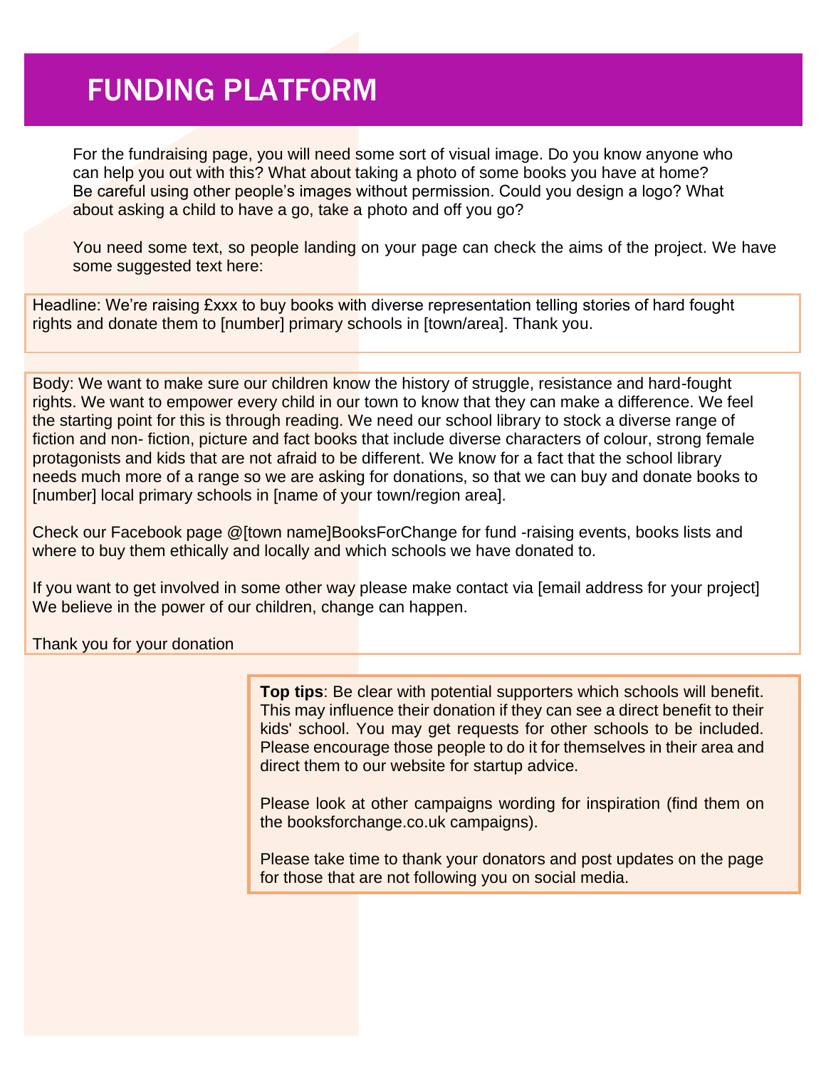# FUNDING PLATFORM

For the fundraising page, you will need some sort of visual image. Do you know anyone who can help you out with this? What about taking a photo of some books you have at home? Be careful using other people's images without permission. Could you design a logo? What about asking a child to have a go, take a photo and off you go?

You need some text, so people landing on your page can check the aims of the project. We have some suggested text here:

Headline: We're raising £xxx to buy books with diverse representation telling stories of hard fought rights and donate them to [number] primary schools in [town/area]. Thank you.

Body: We want to make sure our children know the history of struggle, resistance and hard-fought rights. We want to empower every child in our town to know that they can make a difference. We feel the starting point for this is through reading. We need our school library to stock a diverse range of fiction and non- fiction, picture and fact books that include diverse characters of colour, strong female protagonists and kids that are not afraid to be different. We know for a fact that the school library needs much more of a range so we are asking for donations, so that we can buy and donate books to [number] local primary schools in [name of your town/region area].

Check our Facebook page @[town name]BooksForChange for fund -raising events, books lists and where to buy them ethically and locally and which schools we have donated to.

If you want to get involved in some other way please make contact via [email address for your project] We believe in the power of our children, change can happen.

Thank you for your donation

**Top tips**: Be clear with potential supporters which schools will benefit. This may influence their donation if they can see a direct benefit to their kids' school. You may get requests for other schools to be included. Please encourage those people to do it for themselves in their area and direct them to our website for startup advice.

Please look at other campaigns wording for inspiration (find them on the booksforchange.co.uk campaigns).

Please take time to thank your donators and post updates on the page for those that are not following you on social media.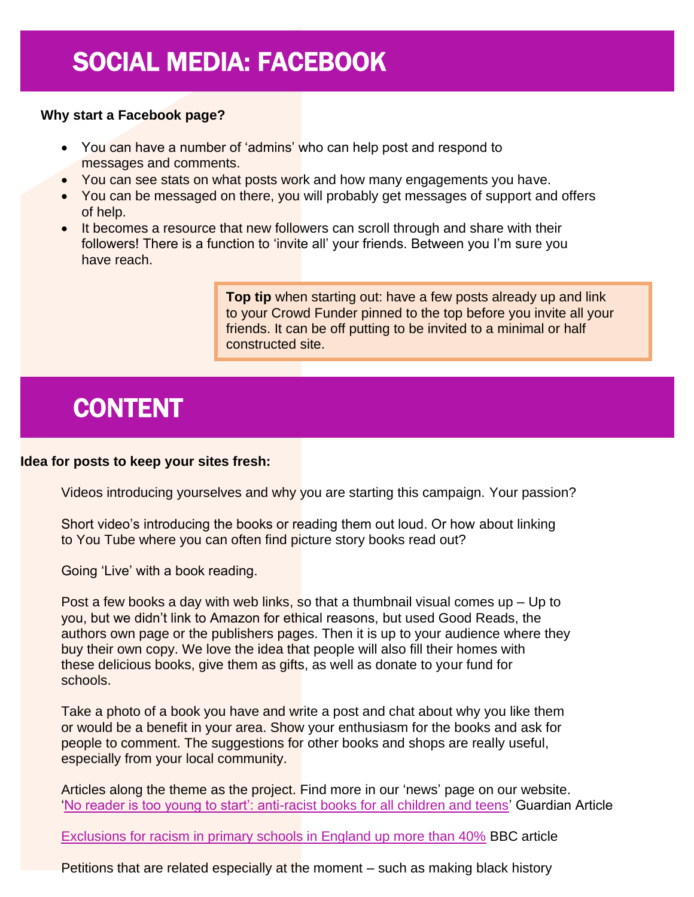# SOCIAL MEDIA: FACEBOOK

**Why start a Facebook page?**

- You can have a number of 'admins' who can help post and respond to messages and comments.
- You can see stats on what posts work and how many engagements you have.
- You can be messaged on there, you will probably get messages of support and offers of help.
- It becomes a resource that new followers can scroll through and share with their followers! There is a function to 'invite all' your friends. Between you I'm sure you have reach.

> **Top tip** when starting out: have a few posts already up and link to your Crowd Funder pinned to the top before you invite all your friends. It can be off putting to be invited to a minimal or half constructed site.

# CONTENT

**Idea for posts to keep your sites fresh:**

Videos introducing yourselves and why you are starting this campaign. Your passion?

Short video's introducing the books or reading them out loud. Or how about linking to You Tube where you can often find picture story books read out?

Going 'Live' with a book reading.

Post a few books a day with web links, so that a thumbnail visual comes up – Up to you, but we didn't link to Amazon for ethical reasons, but used Good Reads, the authors own page or the publishers pages. Then it is up to your audience where they buy their own copy. We love the idea that people will also fill their homes with these delicious books, give them as gifts, as well as donate to your fund for schools.

Take a photo of a book you have and write a post and chat about why you like them or would be a benefit in your area. Show your enthusiasm for the books and ask for people to comment. The suggestions for other books and shops are really useful, especially from your local community.

Articles along the theme as the project. Find more in our 'news' page on our website. 'No reader is too young to start': anti-racist books for all children and teens' Guardian Article

Exclusions for racism in primary schools in England up more than 40% BBC article

Petitions that are related especially at the moment – such as making black history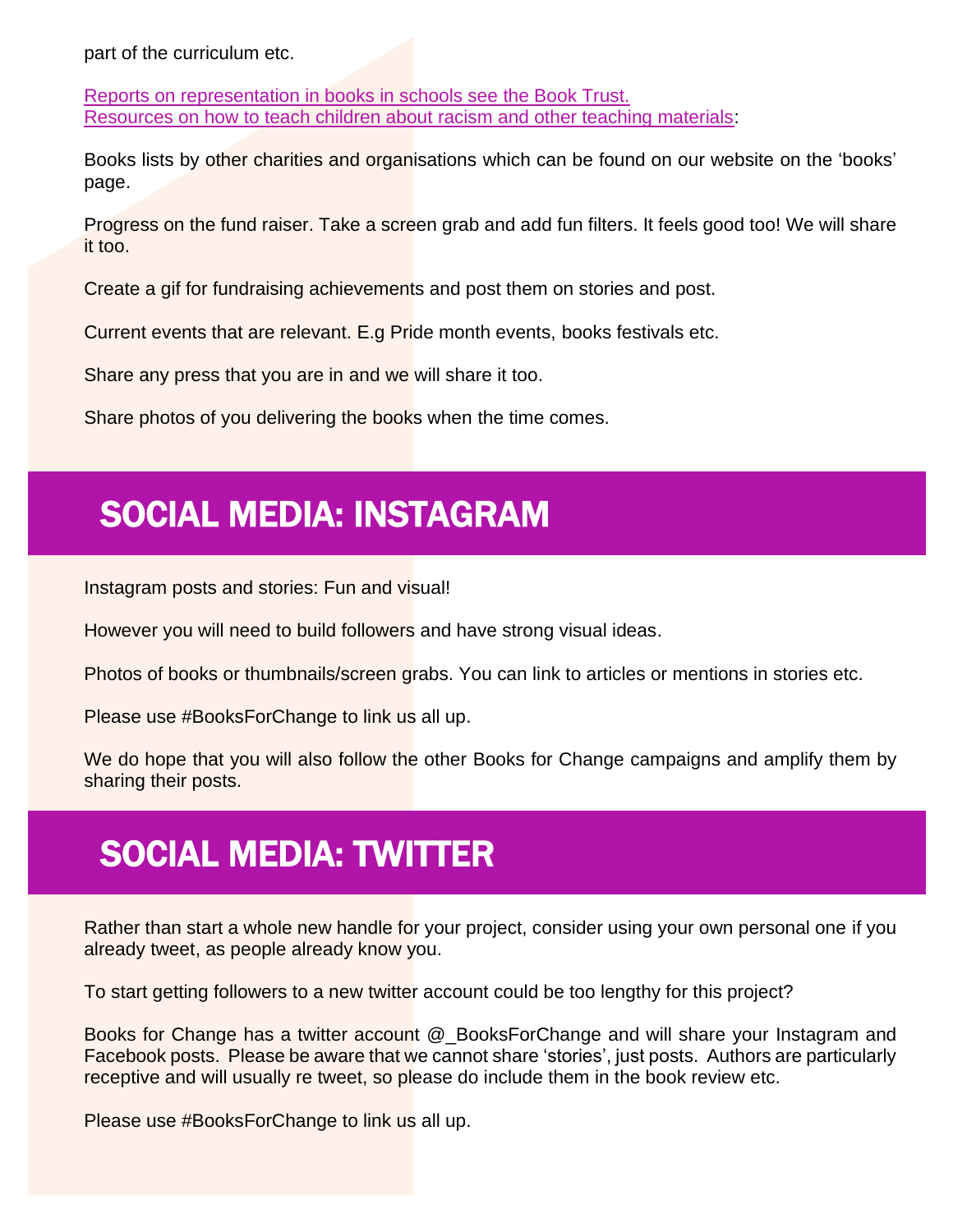part of the curriculum etc.

Reports on representation in books in schools see the Book Trust.
Resources on how to teach children about racism and other teaching materials:

Books lists by other charities and organisations which can be found on our website on the 'books' page.

Progress on the fund raiser. Take a screen grab and add fun filters. It feels good too! We will share it too.

Create a gif for fundraising achievements and post them on stories and post.

Current events that are relevant. E.g Pride month events, books festivals etc.

Share any press that you are in and we will share it too.

Share photos of you delivering the books when the time comes.

## SOCIAL MEDIA: INSTAGRAM

Instagram posts and stories: Fun and visual!

However you will need to build followers and have strong visual ideas.

Photos of books or thumbnails/screen grabs. You can link to articles or mentions in stories etc.

Please use #BooksForChange to link us all up.

We do hope that you will also follow the other Books for Change campaigns and amplify them by sharing their posts.

## SOCIAL MEDIA: TWITTER

Rather than start a whole new handle for your project, consider using your own personal one if you already tweet, as people already know you.

To start getting followers to a new twitter account could be too lengthy for this project?

Books for Change has a twitter account @_BooksForChange and will share your Instagram and Facebook posts. Please be aware that we cannot share 'stories', just posts. Authors are particularly receptive and will usually re tweet, so please do include them in the book review etc.

Please use #BooksForChange to link us all up.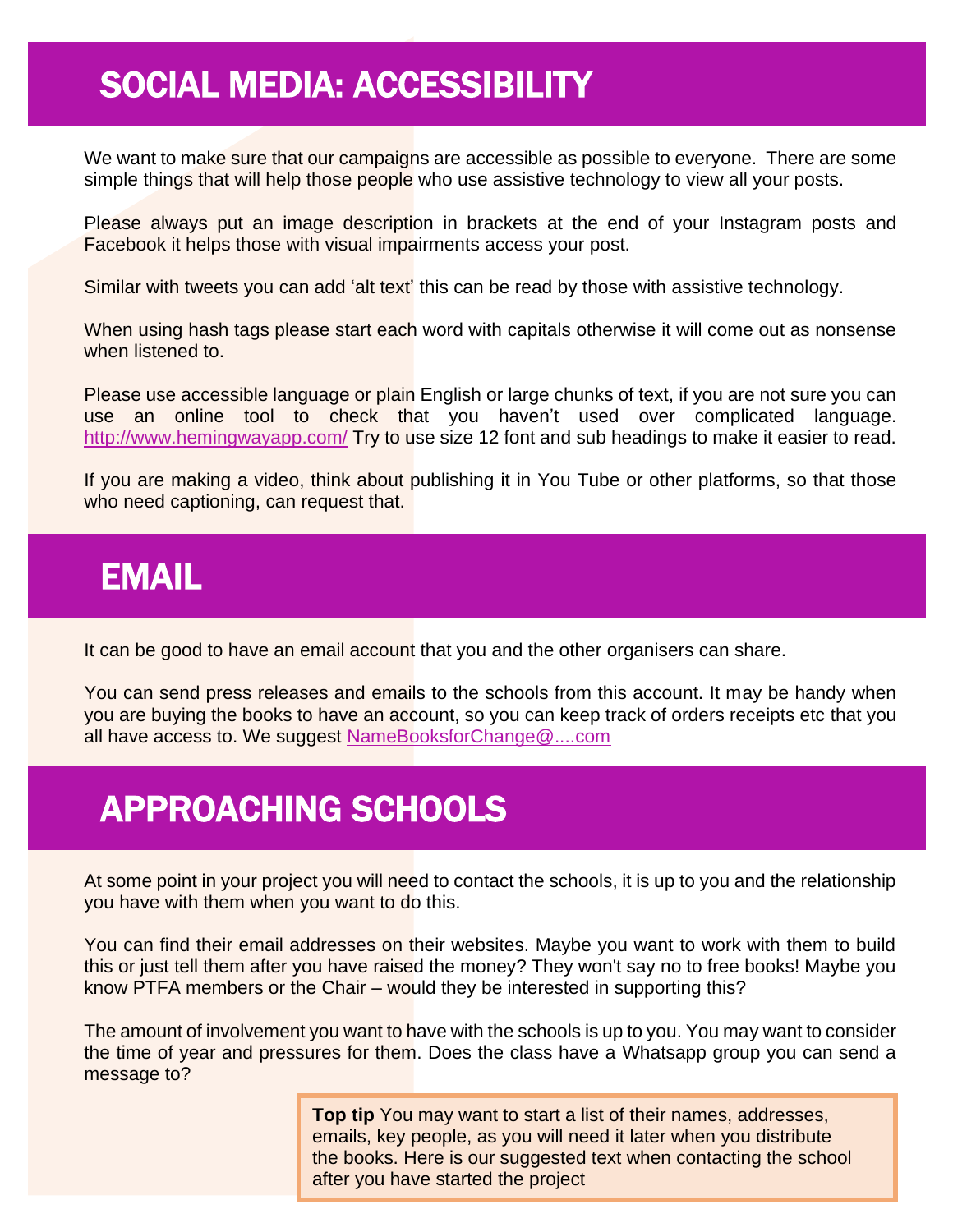# SOCIAL MEDIA: ACCESSIBILITY

We want to make sure that our campaigns are accessible as possible to everyone. There are some simple things that will help those people who use assistive technology to view all your posts.

Please always put an image description in brackets at the end of your Instagram posts and Facebook it helps those with visual impairments access your post.

Similar with tweets you can add 'alt text' this can be read by those with assistive technology.

When using hash tags please start each word with capitals otherwise it will come out as nonsense when listened to.

Please use accessible language or plain English or large chunks of text, if you are not sure you can use an online tool to check that you haven't used over complicated language. http://www.hemingwayapp.com/ Try to use size 12 font and sub headings to make it easier to read.

If you are making a video, think about publishing it in You Tube or other platforms, so that those who need captioning, can request that.

# EMAIL

It can be good to have an email account that you and the other organisers can share.

You can send press releases and emails to the schools from this account. It may be handy when you are buying the books to have an account, so you can keep track of orders receipts etc that you all have access to. We suggest NameBooksforChange@....com

# APPROACHING SCHOOLS

At some point in your project you will need to contact the schools, it is up to you and the relationship you have with them when you want to do this.

You can find their email addresses on their websites. Maybe you want to work with them to build this or just tell them after you have raised the money? They won't say no to free books! Maybe you know PTFA members or the Chair – would they be interested in supporting this?

The amount of involvement you want to have with the schools is up to you. You may want to consider the time of year and pressures for them. Does the class have a Whatsapp group you can send a message to?

> **Top tip** You may want to start a list of their names, addresses, emails, key people, as you will need it later when you distribute the books. Here is our suggested text when contacting the school after you have started the project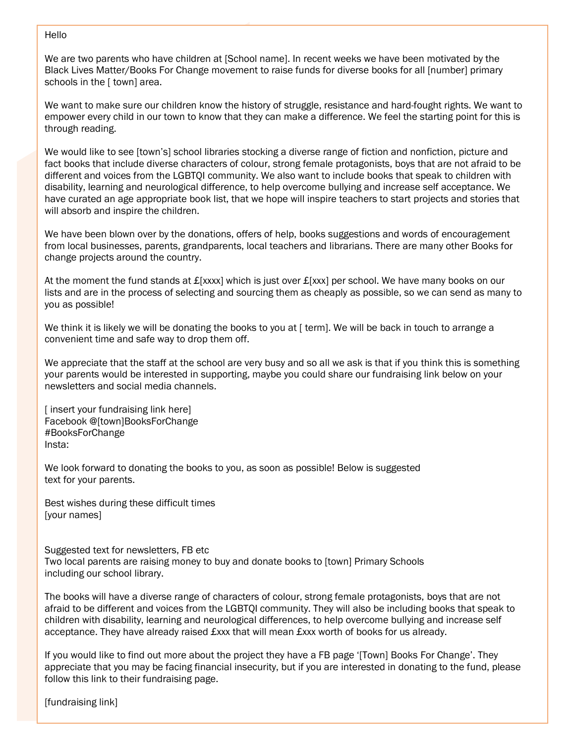Hello

We are two parents who have children at [School name]. In recent weeks we have been motivated by the Black Lives Matter/Books For Change movement to raise funds for diverse books for all [number] primary schools in the [ town] area.

We want to make sure our children know the history of struggle, resistance and hard-fought rights. We want to empower every child in our town to know that they can make a difference. We feel the starting point for this is through reading.

We would like to see [town's] school libraries stocking a diverse range of fiction and nonfiction, picture and fact books that include diverse characters of colour, strong female protagonists, boys that are not afraid to be different and voices from the LGBTQI community. We also want to include books that speak to children with disability, learning and neurological difference, to help overcome bullying and increase self acceptance. We have curated an age appropriate book list, that we hope will inspire teachers to start projects and stories that will absorb and inspire the children.

We have been blown over by the donations, offers of help, books suggestions and words of encouragement from local businesses, parents, grandparents, local teachers and librarians. There are many other Books for change projects around the country.

At the moment the fund stands at £[xxxx] which is just over £[xxx] per school. We have many books on our lists and are in the process of selecting and sourcing them as cheaply as possible, so we can send as many to you as possible!

We think it is likely we will be donating the books to you at [ term]. We will be back in touch to arrange a convenient time and safe way to drop them off.

We appreciate that the staff at the school are very busy and so all we ask is that if you think this is something your parents would be interested in supporting, maybe you could share our fundraising link below on your newsletters and social media channels.

[ insert your fundraising link here]
Facebook @[town]BooksForChange
#BooksForChange
Insta:

We look forward to donating the books to you, as soon as possible! Below is suggested text for your parents.

Best wishes during these difficult times
[your names]

Suggested text for newsletters, FB etc
Two local parents are raising money to buy and donate books to [town] Primary Schools including our school library.

The books will have a diverse range of characters of colour, strong female protagonists, boys that are not afraid to be different and voices from the LGBTQI community. They will also be including books that speak to children with disability, learning and neurological differences, to help overcome bullying and increase self acceptance. They have already raised £xxx that will mean £xxx worth of books for us already.

If you would like to find out more about the project they have a FB page '[Town] Books For Change'. They appreciate that you may be facing financial insecurity, but if you are interested in donating to the fund, please follow this link to their fundraising page.

[fundraising link]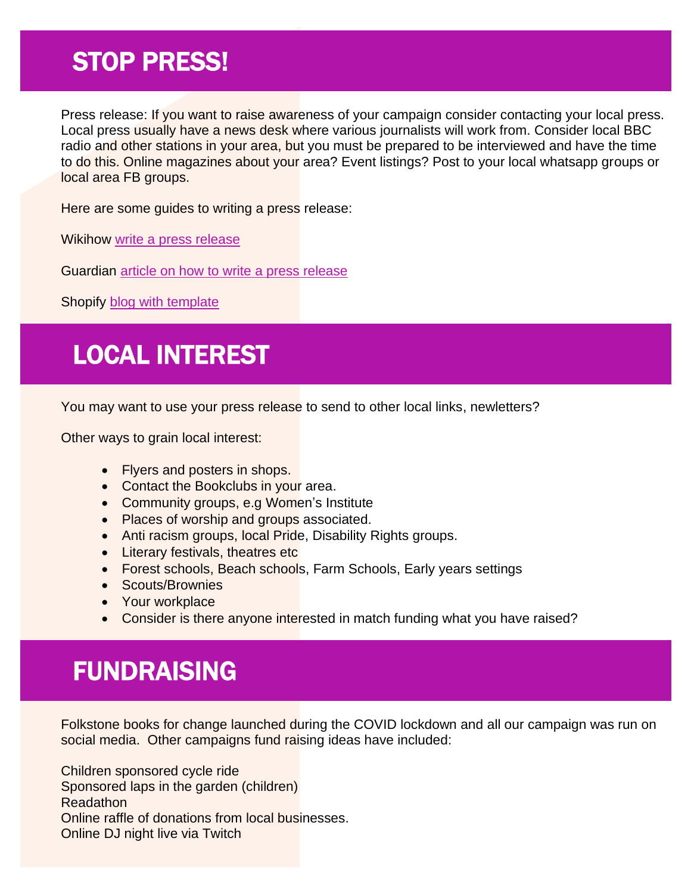# STOP PRESS!

Press release: If you want to raise awareness of your campaign consider contacting your local press. Local press usually have a news desk where various journalists will work from. Consider local BBC radio and other stations in your area, but you must be prepared to be interviewed and have the time to do this. Online magazines about your area? Event listings? Post to your local whatsapp groups or local area FB groups.

Here are some guides to writing a press release:

Wikihow write a press release

Guardian article on how to write a press release

Shopify blog with template

# LOCAL INTEREST

You may want to use your press release to send to other local links, newletters?

Other ways to grain local interest:

- Flyers and posters in shops.
- Contact the Bookclubs in your area.
- Community groups, e.g Women's Institute
- Places of worship and groups associated.
- Anti racism groups, local Pride, Disability Rights groups.
- Literary festivals, theatres etc
- Forest schools, Beach schools, Farm Schools, Early years settings
- Scouts/Brownies
- Your workplace
- Consider is there anyone interested in match funding what you have raised?

# FUNDRAISING

Folkstone books for change launched during the COVID lockdown and all our campaign was run on social media. Other campaigns fund raising ideas have included:

Children sponsored cycle ride
Sponsored laps in the garden (children)
Readathon
Online raffle of donations from local businesses.
Online DJ night live via Twitch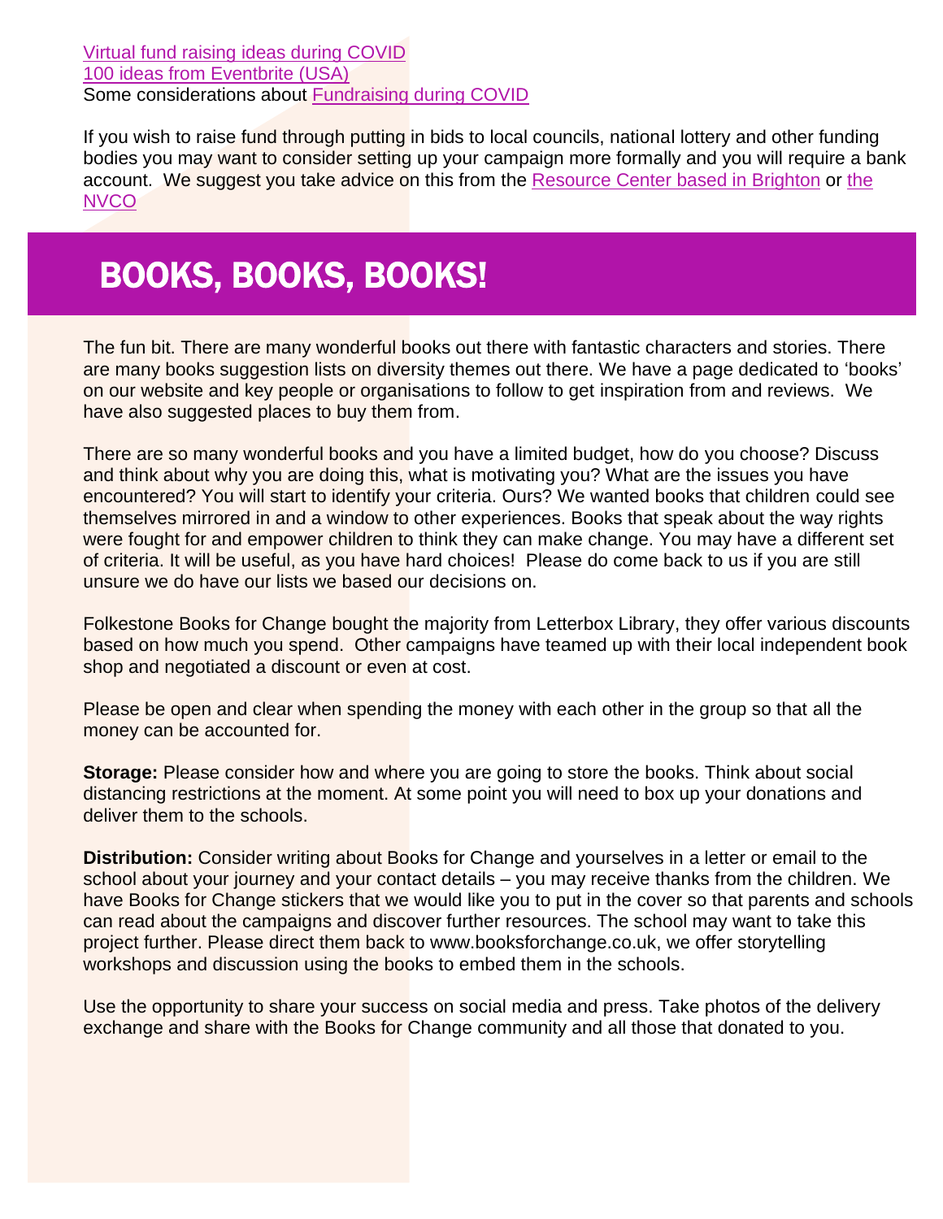Virtual fund raising ideas during COVID
100 ideas from Eventbrite (USA)
Some considerations about Fundraising during COVID

If you wish to raise fund through putting in bids to local councils, national lottery and other funding bodies you may want to consider setting up your campaign more formally and you will require a bank account. We suggest you take advice on this from the Resource Center based in Brighton or the NVCO

# BOOKS, BOOKS, BOOKS!

The fun bit. There are many wonderful books out there with fantastic characters and stories. There are many books suggestion lists on diversity themes out there. We have a page dedicated to 'books' on our website and key people or organisations to follow to get inspiration from and reviews. We have also suggested places to buy them from.

There are so many wonderful books and you have a limited budget, how do you choose? Discuss and think about why you are doing this, what is motivating you? What are the issues you have encountered? You will start to identify your criteria. Ours? We wanted books that children could see themselves mirrored in and a window to other experiences. Books that speak about the way rights were fought for and empower children to think they can make change. You may have a different set of criteria. It will be useful, as you have hard choices! Please do come back to us if you are still unsure we do have our lists we based our decisions on.

Folkestone Books for Change bought the majority from Letterbox Library, they offer various discounts based on how much you spend. Other campaigns have teamed up with their local independent book shop and negotiated a discount or even at cost.

Please be open and clear when spending the money with each other in the group so that all the money can be accounted for.

**Storage:** Please consider how and where you are going to store the books. Think about social distancing restrictions at the moment. At some point you will need to box up your donations and deliver them to the schools.

**Distribution:** Consider writing about Books for Change and yourselves in a letter or email to the school about your journey and your contact details – you may receive thanks from the children. We have Books for Change stickers that we would like you to put in the cover so that parents and schools can read about the campaigns and discover further resources. The school may want to take this project further. Please direct them back to www.booksforchange.co.uk, we offer storytelling workshops and discussion using the books to embed them in the schools.

Use the opportunity to share your success on social media and press. Take photos of the delivery exchange and share with the Books for Change community and all those that donated to you.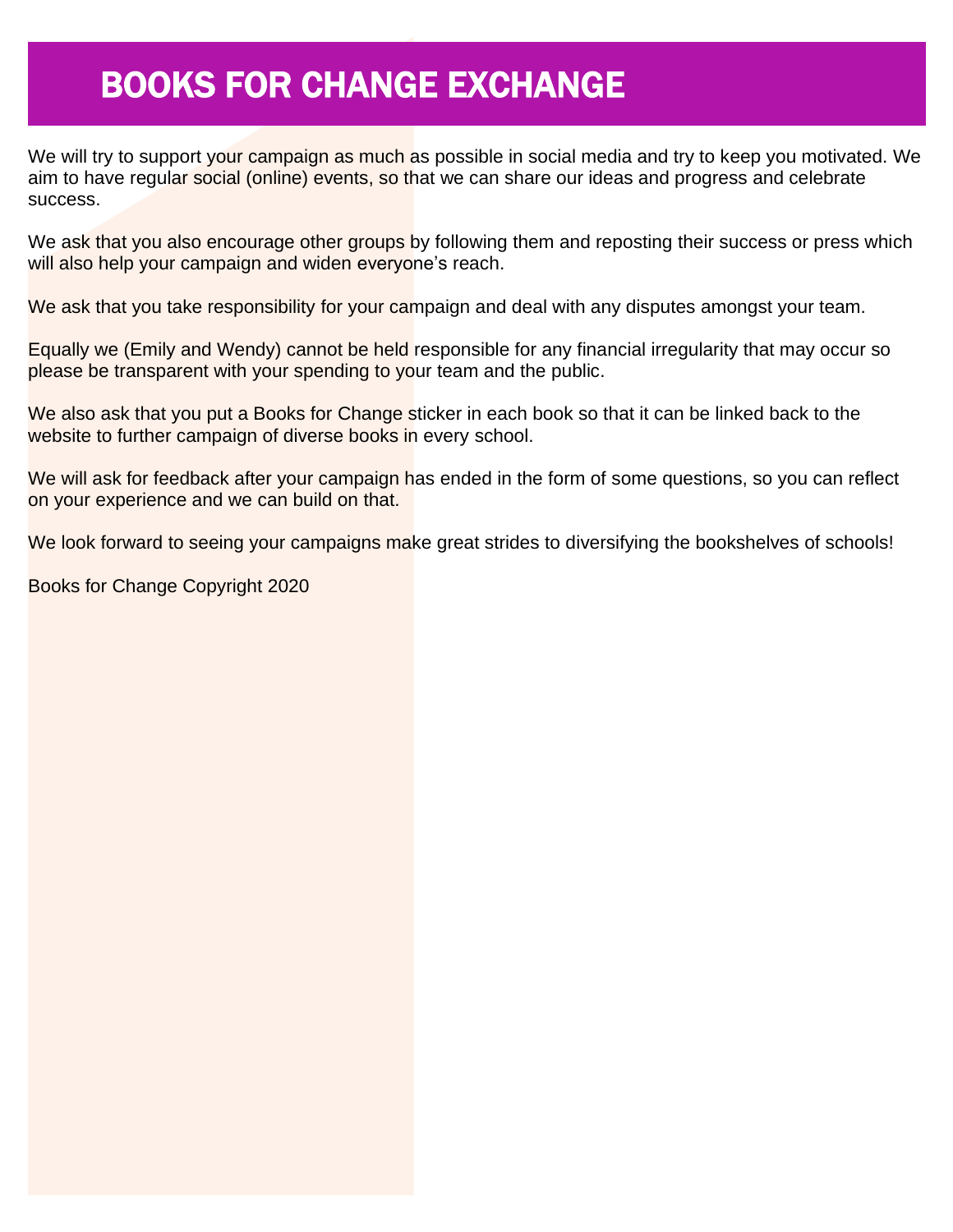# BOOKS FOR CHANGE EXCHANGE

We will try to support your campaign as much as possible in social media and try to keep you motivated. We aim to have regular social (online) events, so that we can share our ideas and progress and celebrate success.

We ask that you also encourage other groups by following them and reposting their success or press which will also help your campaign and widen everyone's reach.

We ask that you take responsibility for your campaign and deal with any disputes amongst your team.

Equally we (Emily and Wendy) cannot be held responsible for any financial irregularity that may occur so please be transparent with your spending to your team and the public.

We also ask that you put a Books for Change sticker in each book so that it can be linked back to the website to further campaign of diverse books in every school.

We will ask for feedback after your campaign has ended in the form of some questions, so you can reflect on your experience and we can build on that.

We look forward to seeing your campaigns make great strides to diversifying the bookshelves of schools!

Books for Change Copyright 2020